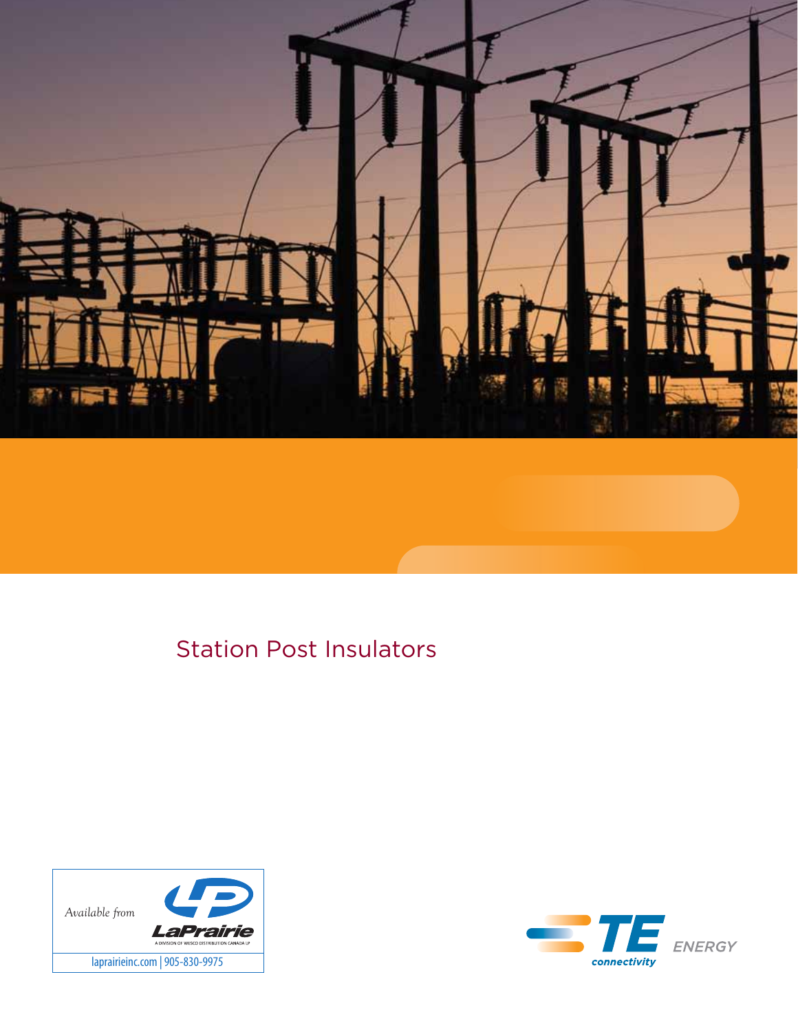# Station Post Insulators

*Available from*

LaPrairie

A DIVISION OF WESCO DISTRIBUTION CANADA LP

laprairieinc.com | 905-830-9975

TE connectivity ENERGY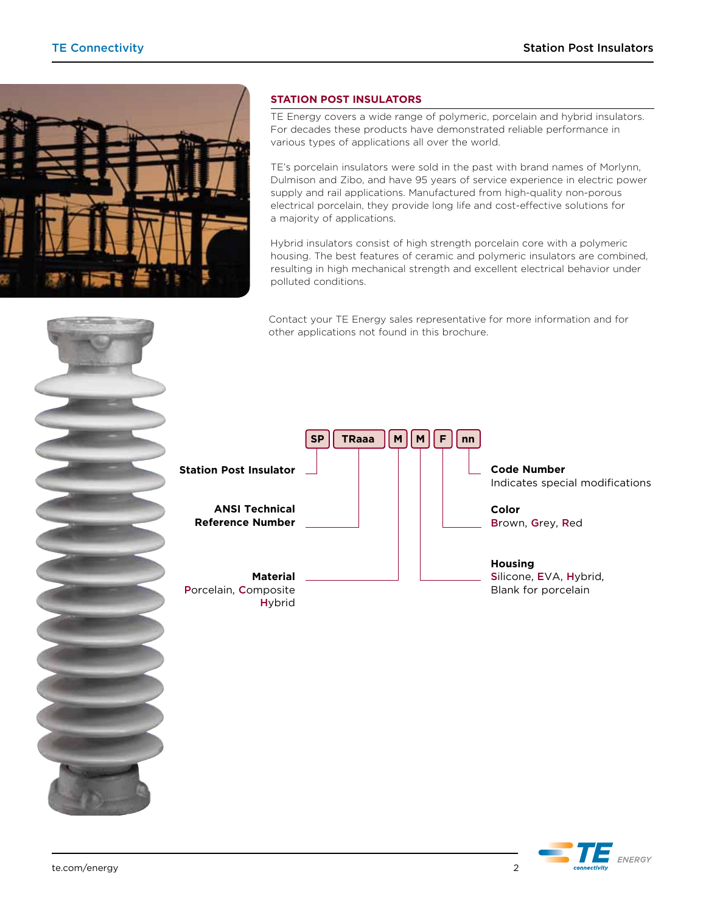## STATION POST INSULATORS

TE Energy covers a wide range of polymeric, porcelain and hybrid insulators. For decades these products have demonstrated reliable performance in various types of applications all over the world.

TE's porcelain insulators were sold in the past with brand names of Morlynn, Dulmison and Zibo, and have 95 years of service experience in electric power supply and rail applications. Manufactured from high-quality non-porous electrical porcelain, they provide long life and cost-effective solutions for a majority of applications.

Hybrid insulators consist of high strength porcelain core with a polymeric housing. The best features of ceramic and polymeric insulators are combined, resulting in high mechanical strength and excellent electrical behavior under polluted conditions.

Contact your TE Energy sales representative for more information and for other applications not found in this brochure.

**SP | TRaaa | M | M | F | nn**

- **SP** – **Station Post Insulator**
- **TRaaa** – **ANSI Technical Reference Number**
- **M** – **Material**: Porcelain, Composite, Hybrid
- **M** – **Housing**: Silicone, EVA, Hybrid, Blank for porcelain
- **F** – **Color**: Brown, Grey, Red
- **nn** – **Code Number**: Indicates special modifications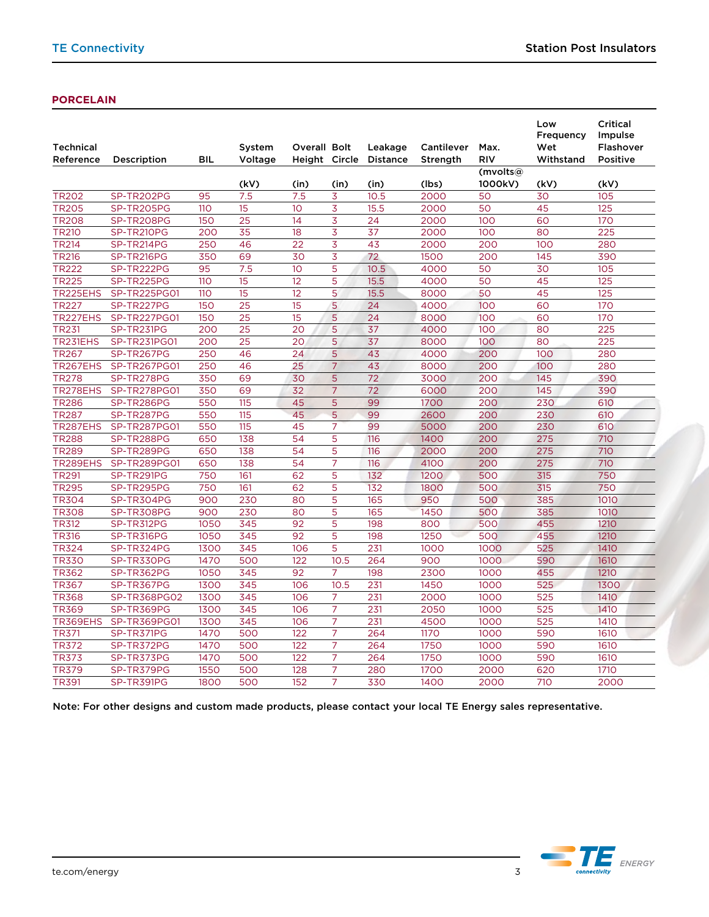## PORCELAIN

| Technical Reference | Description | BIL | System Voltage | Overall Height | Bolt Circle | Leakage Distance | Cantilever Strength | Max. RIV | Low Frequency Wet Withstand | Critical Impulse Flashover Positive |
|---|---|---|---|---|---|---|---|---|---|---|
| | | | (kV) | (in) | (in) | (in) | (lbs) | (mvolts@ 1000kV) | (kV) | (kV) |
| TR202 | SP-TR202PG | 95 | 7.5 | 7.5 | 3 | 10.5 | 2000 | 50 | 30 | 105 |
| TR205 | SP-TR205PG | 110 | 15 | 10 | 3 | 15.5 | 2000 | 50 | 45 | 125 |
| TR208 | SP-TR208PG | 150 | 25 | 14 | 3 | 24 | 2000 | 100 | 60 | 170 |
| TR210 | SP-TR210PG | 200 | 35 | 18 | 3 | 37 | 2000 | 100 | 80 | 225 |
| TR214 | SP-TR214PG | 250 | 46 | 22 | 3 | 43 | 2000 | 200 | 100 | 280 |
| TR216 | SP-TR216PG | 350 | 69 | 30 | 3 | 72 | 1500 | 200 | 145 | 390 |
| TR222 | SP-TR222PG | 95 | 7.5 | 10 | 5 | 10.5 | 4000 | 50 | 30 | 105 |
| TR225 | SP-TR225PG | 110 | 15 | 12 | 5 | 15.5 | 4000 | 50 | 45 | 125 |
| TR225EHS | SP-TR225PG01 | 110 | 15 | 12 | 5 | 15.5 | 8000 | 50 | 45 | 125 |
| TR227 | SP-TR227PG | 150 | 25 | 15 | 5 | 24 | 4000 | 100 | 60 | 170 |
| TR227EHS | SP-TR227PG01 | 150 | 25 | 15 | 5 | 24 | 8000 | 100 | 60 | 170 |
| TR231 | SP-TR231PG | 200 | 25 | 20 | 5 | 37 | 4000 | 100 | 80 | 225 |
| TR231EHS | SP-TR231PG01 | 200 | 25 | 20 | 5 | 37 | 8000 | 100 | 80 | 225 |
| TR267 | SP-TR267PG | 250 | 46 | 24 | 5 | 43 | 4000 | 200 | 100 | 280 |
| TR267EHS | SP-TR267PG01 | 250 | 46 | 25 | 7 | 43 | 8000 | 200 | 100 | 280 |
| TR278 | SP-TR278PG | 350 | 69 | 30 | 5 | 72 | 3000 | 200 | 145 | 390 |
| TR278EHS | SP-TR278PG01 | 350 | 69 | 32 | 7 | 72 | 6000 | 200 | 145 | 390 |
| TR286 | SP-TR286PG | 550 | 115 | 45 | 5 | 99 | 1700 | 200 | 230 | 610 |
| TR287 | SP-TR287PG | 550 | 115 | 45 | 5 | 99 | 2600 | 200 | 230 | 610 |
| TR287EHS | SP-TR287PG01 | 550 | 115 | 45 | 7 | 99 | 5000 | 200 | 230 | 610 |
| TR288 | SP-TR288PG | 650 | 138 | 54 | 5 | 116 | 1400 | 200 | 275 | 710 |
| TR289 | SP-TR289PG | 650 | 138 | 54 | 5 | 116 | 2000 | 200 | 275 | 710 |
| TR289EHS | SP-TR289PG01 | 650 | 138 | 54 | 7 | 116 | 4100 | 200 | 275 | 710 |
| TR291 | SP-TR291PG | 750 | 161 | 62 | 5 | 132 | 1200 | 500 | 315 | 750 |
| TR295 | SP-TR295PG | 750 | 161 | 62 | 5 | 132 | 1800 | 500 | 315 | 750 |
| TR304 | SP-TR304PG | 900 | 230 | 80 | 5 | 165 | 950 | 500 | 385 | 1010 |
| TR308 | SP-TR308PG | 900 | 230 | 80 | 5 | 165 | 1450 | 500 | 385 | 1010 |
| TR312 | SP-TR312PG | 1050 | 345 | 92 | 5 | 198 | 800 | 500 | 455 | 1210 |
| TR316 | SP-TR316PG | 1050 | 345 | 92 | 5 | 198 | 1250 | 500 | 455 | 1210 |
| TR324 | SP-TR324PG | 1300 | 345 | 106 | 5 | 231 | 1000 | 1000 | 525 | 1410 |
| TR330 | SP-TR330PG | 1470 | 500 | 122 | 10.5 | 264 | 900 | 1000 | 590 | 1610 |
| TR362 | SP-TR362PG | 1050 | 345 | 92 | 7 | 198 | 2300 | 1000 | 455 | 1210 |
| TR367 | SP-TR367PG | 1300 | 345 | 106 | 10.5 | 231 | 1450 | 1000 | 525 | 1300 |
| TR368 | SP-TR368PG02 | 1300 | 345 | 106 | 7 | 231 | 2000 | 1000 | 525 | 1410 |
| TR369 | SP-TR369PG | 1300 | 345 | 106 | 7 | 231 | 2050 | 1000 | 525 | 1410 |
| TR369EHS | SP-TR369PG01 | 1300 | 345 | 106 | 7 | 231 | 4500 | 1000 | 525 | 1410 |
| TR371 | SP-TR371PG | 1470 | 500 | 122 | 7 | 264 | 1170 | 1000 | 590 | 1610 |
| TR372 | SP-TR372PG | 1470 | 500 | 122 | 7 | 264 | 1750 | 1000 | 590 | 1610 |
| TR373 | SP-TR373PG | 1470 | 500 | 122 | 7 | 264 | 1750 | 1000 | 590 | 1610 |
| TR379 | SP-TR379PG | 1550 | 500 | 128 | 7 | 280 | 1700 | 2000 | 620 | 1710 |
| TR391 | SP-TR391PG | 1800 | 500 | 152 | 7 | 330 | 1400 | 2000 | 710 | 2000 |

Note: For other designs and custom made products, please contact your local TE Energy sales representative.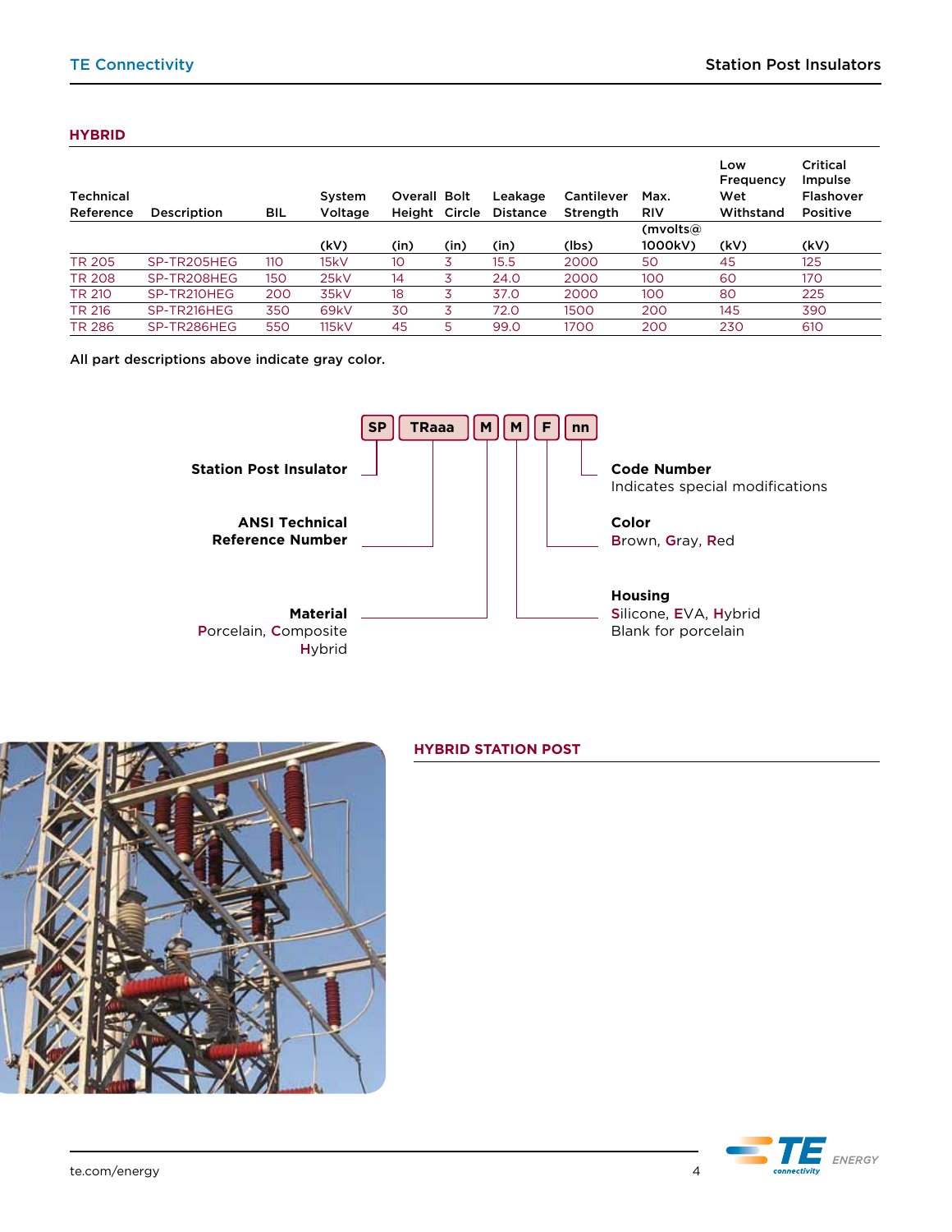## HYBRID

| Technical Reference | Description | BIL | System Voltage (kV) | Overall Height (in) | Bolt Circle (in) | Leakage Distance (in) | Cantilever Strength (lbs) | Max. RIV (mvolts@ 1000kV) | Low Frequency Wet Withstand (kV) | Critical Impulse Flashover Positive (kV) |
|---|---|---|---|---|---|---|---|---|---|---|
| TR 205 | SP-TR205HEG | 110 | 15kV | 10 | 3 | 15.5 | 2000 | 50 | 45 | 125 |
| TR 208 | SP-TR208HEG | 150 | 25kV | 14 | 3 | 24.0 | 2000 | 100 | 60 | 170 |
| TR 210 | SP-TR210HEG | 200 | 35kV | 18 | 3 | 37.0 | 2000 | 100 | 80 | 225 |
| TR 216 | SP-TR216HEG | 350 | 69kV | 30 | 3 | 72.0 | 1500 | 200 | 145 | 390 |
| TR 286 | SP-TR286HEG | 550 | 115kV | 45 | 5 | 99.0 | 1700 | 200 | 230 | 610 |

All part descriptions above indicate gray color.

SP | TRaaa | M | M | F | nn

**Station Post Insulator**

**ANSI Technical Reference Number**

**Material**
Porcelain, Composite
Hybrid

**Code Number**
Indicates special modifications

**Color**
Brown, Gray, Red

**Housing**
Silicone, EVA, Hybrid
Blank for porcelain

## HYBRID STATION POST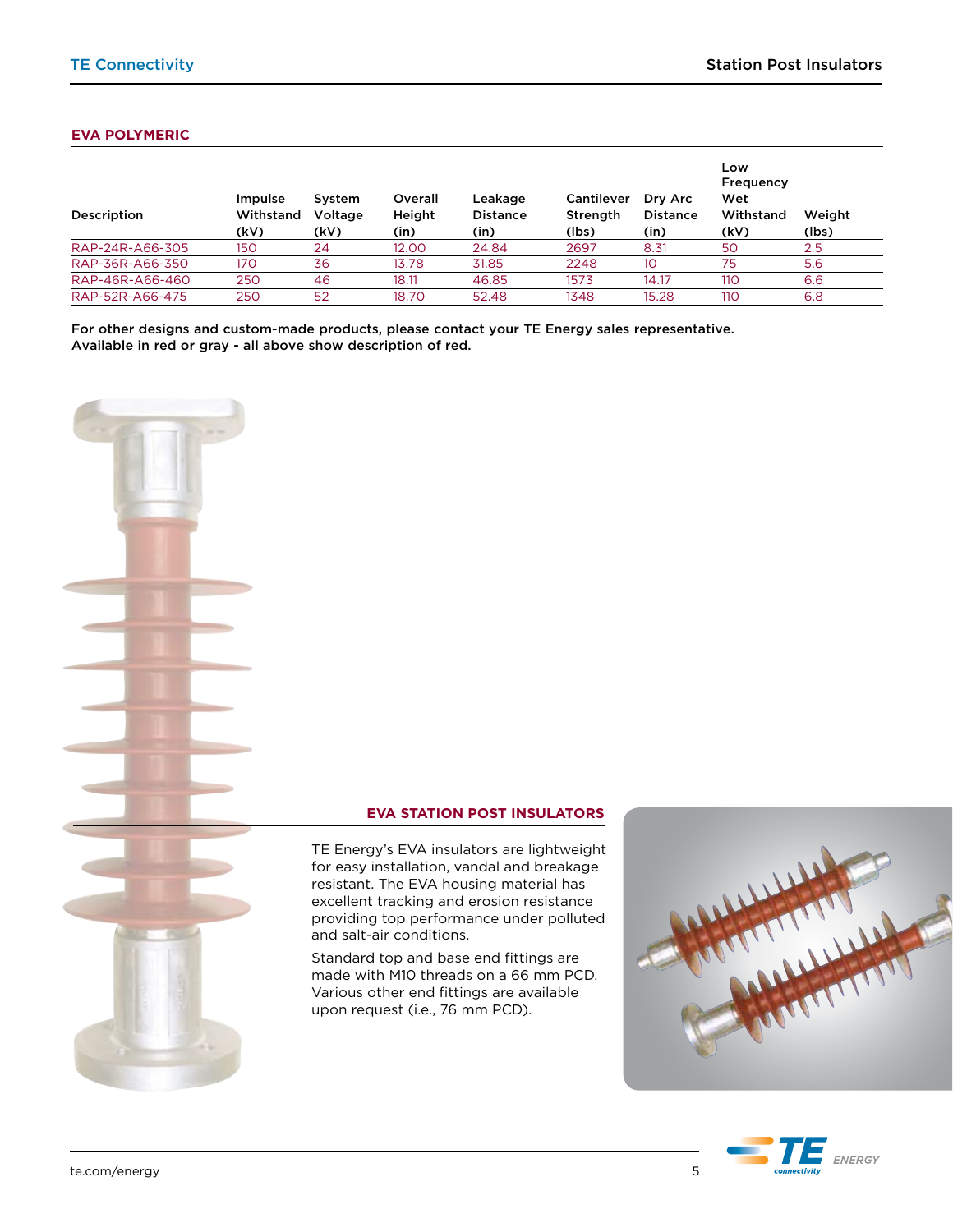## EVA POLYMERIC

| Description | Impulse Withstand (kV) | System Voltage (kV) | Overall Height (in) | Leakage Distance (in) | Cantilever Strength (lbs) | Dry Arc Distance (in) | Low Frequency Wet Withstand (kV) | Weight (lbs) |
|---|---|---|---|---|---|---|---|---|
| RAP-24R-A66-305 | 150 | 24 | 12.00 | 24.84 | 2697 | 8.31 | 50 | 2.5 |
| RAP-36R-A66-350 | 170 | 36 | 13.78 | 31.85 | 2248 | 10 | 75 | 5.6 |
| RAP-46R-A66-460 | 250 | 46 | 18.11 | 46.85 | 1573 | 14.17 | 110 | 6.6 |
| RAP-52R-A66-475 | 250 | 52 | 18.70 | 52.48 | 1348 | 15.28 | 110 | 6.8 |

**For other designs and custom-made products, please contact your TE Energy sales representative.**
**Available in red or gray - all above show description of red.**

### EVA STATION POST INSULATORS

TE Energy's EVA insulators are lightweight for easy installation, vandal and breakage resistant. The EVA housing material has excellent tracking and erosion resistance providing top performance under polluted and salt-air conditions.

Standard top and base end fittings are made with M10 threads on a 66 mm PCD. Various other end fittings are available upon request (i.e., 76 mm PCD).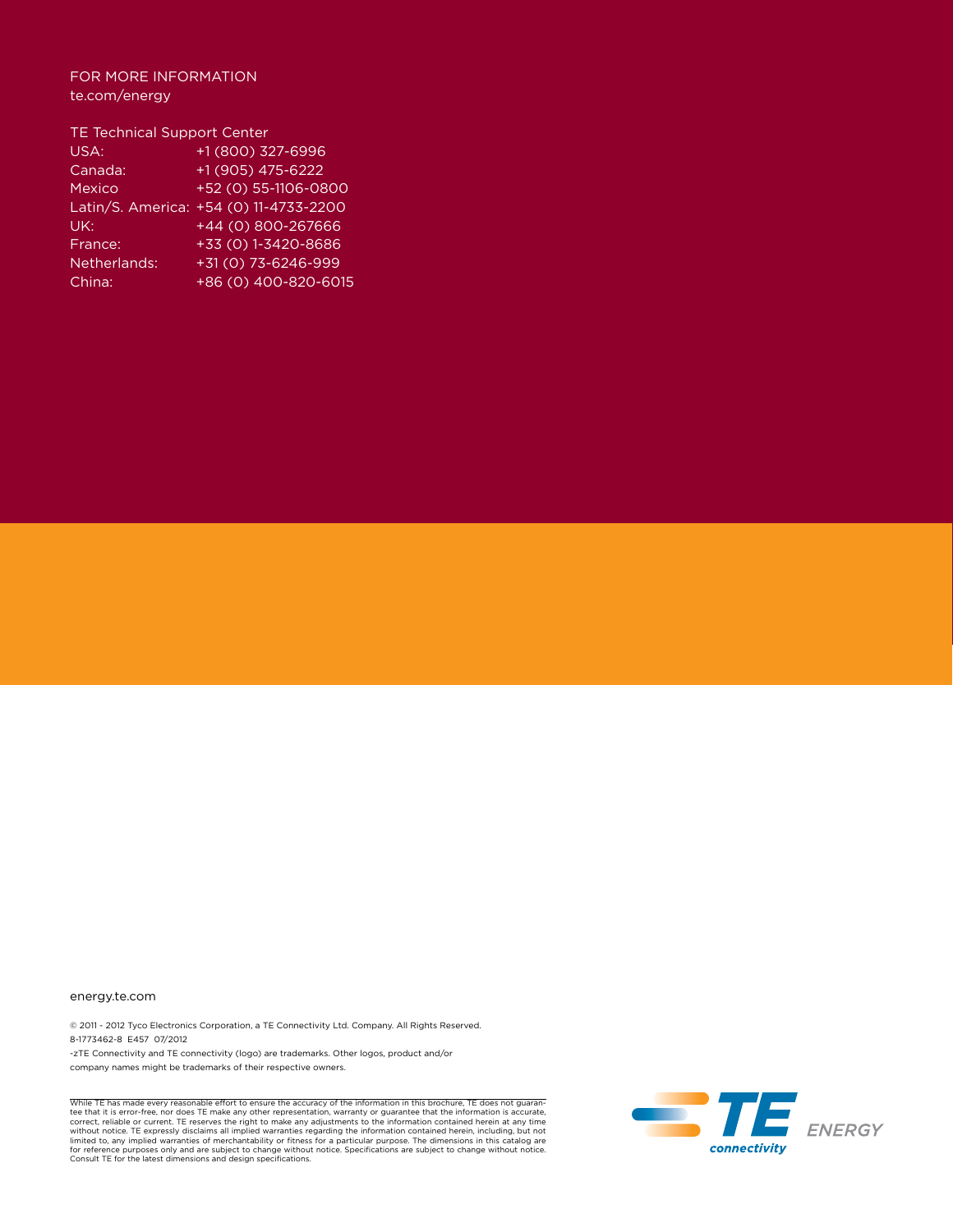FOR MORE INFORMATION
te.com/energy

TE Technical Support Center

| | |
|---|---|
| USA: | +1 (800) 327-6996 |
| Canada: | +1 (905) 475-6222 |
| Mexico | +52 (0) 55-1106-0800 |
| Latin/S. America: | +54 (0) 11-4733-2200 |
| UK: | +44 (0) 800-267666 |
| France: | +33 (0) 1-3420-8686 |
| Netherlands: | +31 (0) 73-6246-999 |
| China: | +86 (0) 400-820-6015 |

energy.te.com

© 2011 - 2012 Tyco Electronics Corporation, a TE Connectivity Ltd. Company. All Rights Reserved.
8-1773462-8 E457 07/2012
-zTE Connectivity and TE connectivity (logo) are trademarks. Other logos, product and/or company names might be trademarks of their respective owners.

While TE has made every reasonable effort to ensure the accuracy of the information in this brochure, TE does not guarantee that it is error-free, nor does TE make any other representation, warranty or guarantee that the information is accurate, correct, reliable or current. TE reserves the right to make any adjustments to the information contained herein at any time without notice. TE expressly disclaims all implied warranties regarding the information contained herein, including, but not limited to, any implied warranties of merchantability or fitness for a particular purpose. The dimensions in this catalog are for reference purposes only and are subject to change without notice. Specifications are subject to change without notice. Consult TE for the latest dimensions and design specifications.

TE connectivity ENERGY